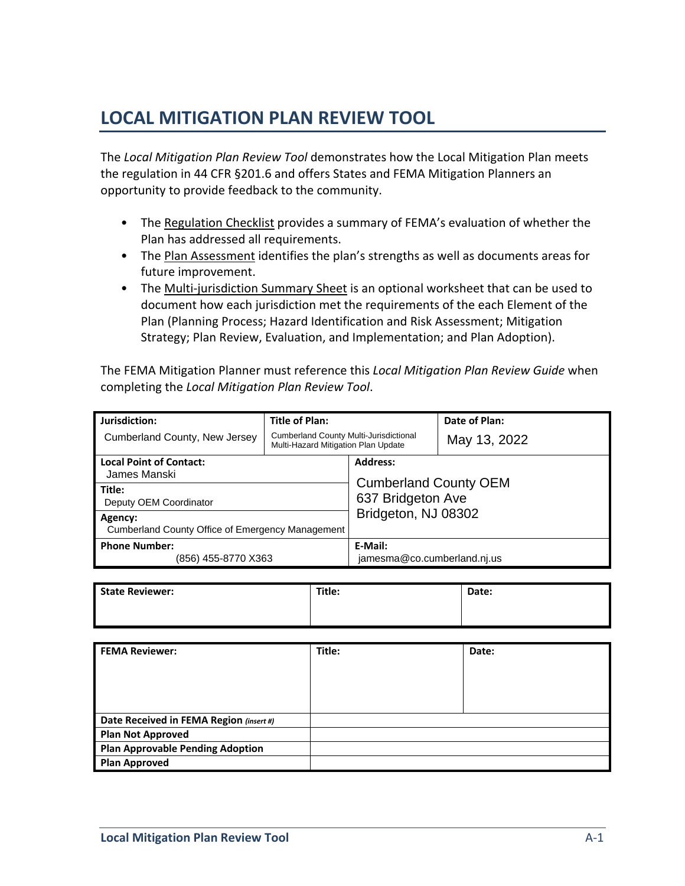# LOCAL MITIGATION PLAN REVIEW TOOL

The *Local Mitigation Plan Review Tool* demonstrates how the Local Mitigation Plan meets the regulation in 44 CFR §201.6 and offers States and FEMA Mitigation Planners an opportunity to provide feedback to the community.

- The Regulation Checklist provides a summary of FEMA's evaluation of whether the Plan has addressed all requirements.
- The Plan Assessment identifies the plan's strengths as well as documents areas for future improvement.
- The Multi-jurisdiction Summary Sheet is an optional worksheet that can be used to document how each jurisdiction met the requirements of the each Element of the Plan (Planning Process; Hazard Identification and Risk Assessment; Mitigation Strategy; Plan Review, Evaluation, and Implementation; and Plan Adoption).

The FEMA Mitigation Planner must reference this *Local Mitigation Plan Review Guide* when completing the *Local Mitigation Plan Review Tool*.

| **Jurisdiction:** | **Title of Plan:** | **Date of Plan:** |
|---|---|---|
| Cumberland County, New Jersey | Cumberland County Multi-Jurisdictional Multi-Hazard Mitigation Plan Update | May 13, 2022 |

| **Local Point of Contact:** James Manski | **Address:** Cumberland County OEM 637 Bridgeton Ave Bridgeton, NJ 08302 |
|---|---|
| **Title:** Deputy OEM Coordinator | |
| **Agency:** Cumberland County Office of Emergency Management | |
| **Phone Number:** (856) 455-8770 X363 | **E-Mail:** jamesma@co.cumberland.nj.us |

| **State Reviewer:** | **Title:** | **Date:** |
|---|---|---|
| | | |

| **FEMA Reviewer:** | **Title:** | **Date:** |
|---|---|---|
| | | |
| **Date Received in FEMA Region** *(insert #)* | | |
| **Plan Not Approved** | | |
| **Plan Approvable Pending Adoption** | | |
| **Plan Approved** | | |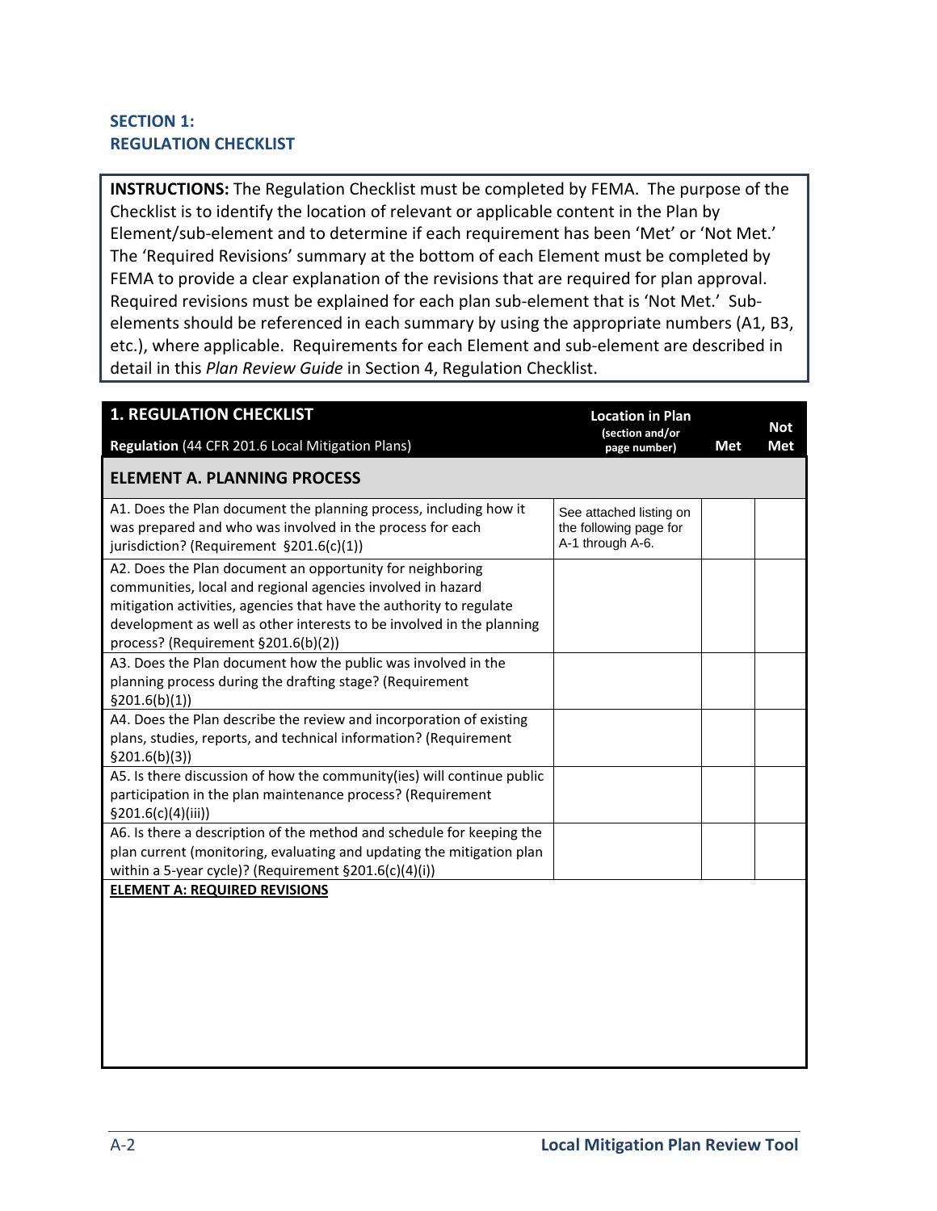## SECTION 1:
## REGULATION CHECKLIST

**INSTRUCTIONS:** The Regulation Checklist must be completed by FEMA. The purpose of the Checklist is to identify the location of relevant or applicable content in the Plan by Element/sub-element and to determine if each requirement has been 'Met' or 'Not Met.' The 'Required Revisions' summary at the bottom of each Element must be completed by FEMA to provide a clear explanation of the revisions that are required for plan approval. Required revisions must be explained for each plan sub-element that is 'Not Met.' Sub-elements should be referenced in each summary by using the appropriate numbers (A1, B3, etc.), where applicable. Requirements for each Element and sub-element are described in detail in this *Plan Review Guide* in Section 4, Regulation Checklist.

| **1. REGULATION CHECKLIST**<br>**Regulation** (44 CFR 201.6 Local Mitigation Plans) | **Location in Plan** (section and/or page number) | **Met** | **Not Met** |
|---|---|---|---|
| **ELEMENT A. PLANNING PROCESS** | | | |
| A1. Does the Plan document the planning process, including how it was prepared and who was involved in the process for each jurisdiction? (Requirement §201.6(c)(1)) | See attached listing on the following page for A-1 through A-6. | | |
| A2. Does the Plan document an opportunity for neighboring communities, local and regional agencies involved in hazard mitigation activities, agencies that have the authority to regulate development as well as other interests to be involved in the planning process? (Requirement §201.6(b)(2)) | | | |
| A3. Does the Plan document how the public was involved in the planning process during the drafting stage? (Requirement §201.6(b)(1)) | | | |
| A4. Does the Plan describe the review and incorporation of existing plans, studies, reports, and technical information? (Requirement §201.6(b)(3)) | | | |
| A5. Is there discussion of how the community(ies) will continue public participation in the plan maintenance process? (Requirement §201.6(c)(4)(iii)) | | | |
| A6. Is there a description of the method and schedule for keeping the plan current (monitoring, evaluating and updating the mitigation plan within a 5-year cycle)? (Requirement §201.6(c)(4)(i)) | | | |
| **ELEMENT A: REQUIRED REVISIONS** | | | |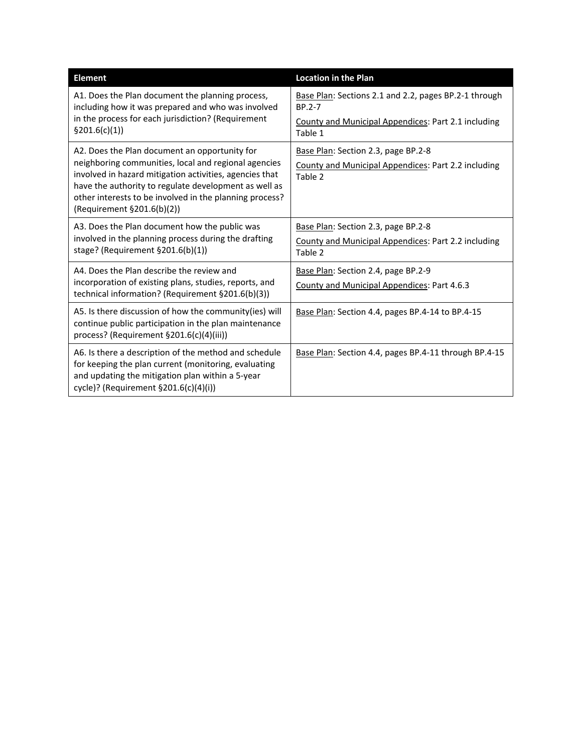| Element | Location in the Plan |
| --- | --- |
| A1. Does the Plan document the planning process, including how it was prepared and who was involved in the process for each jurisdiction? (Requirement §201.6(c)(1)) | Base Plan: Sections 2.1 and 2.2, pages BP.2-1 through BP.2-7<br>County and Municipal Appendices: Part 2.1 including Table 1 |
| A2. Does the Plan document an opportunity for neighboring communities, local and regional agencies involved in hazard mitigation activities, agencies that have the authority to regulate development as well as other interests to be involved in the planning process? (Requirement §201.6(b)(2)) | Base Plan: Section 2.3, page BP.2-8<br>County and Municipal Appendices: Part 2.2 including Table 2 |
| A3. Does the Plan document how the public was involved in the planning process during the drafting stage? (Requirement §201.6(b)(1)) | Base Plan: Section 2.3, page BP.2-8<br>County and Municipal Appendices: Part 2.2 including Table 2 |
| A4. Does the Plan describe the review and incorporation of existing plans, studies, reports, and technical information? (Requirement §201.6(b)(3)) | Base Plan: Section 2.4, page BP.2-9<br>County and Municipal Appendices: Part 4.6.3 |
| A5. Is there discussion of how the community(ies) will continue public participation in the plan maintenance process? (Requirement §201.6(c)(4)(iii)) | Base Plan: Section 4.4, pages BP.4-14 to BP.4-15 |
| A6. Is there a description of the method and schedule for keeping the plan current (monitoring, evaluating and updating the mitigation plan within a 5-year cycle)? (Requirement §201.6(c)(4)(i)) | Base Plan: Section 4.4, pages BP.4-11 through BP.4-15 |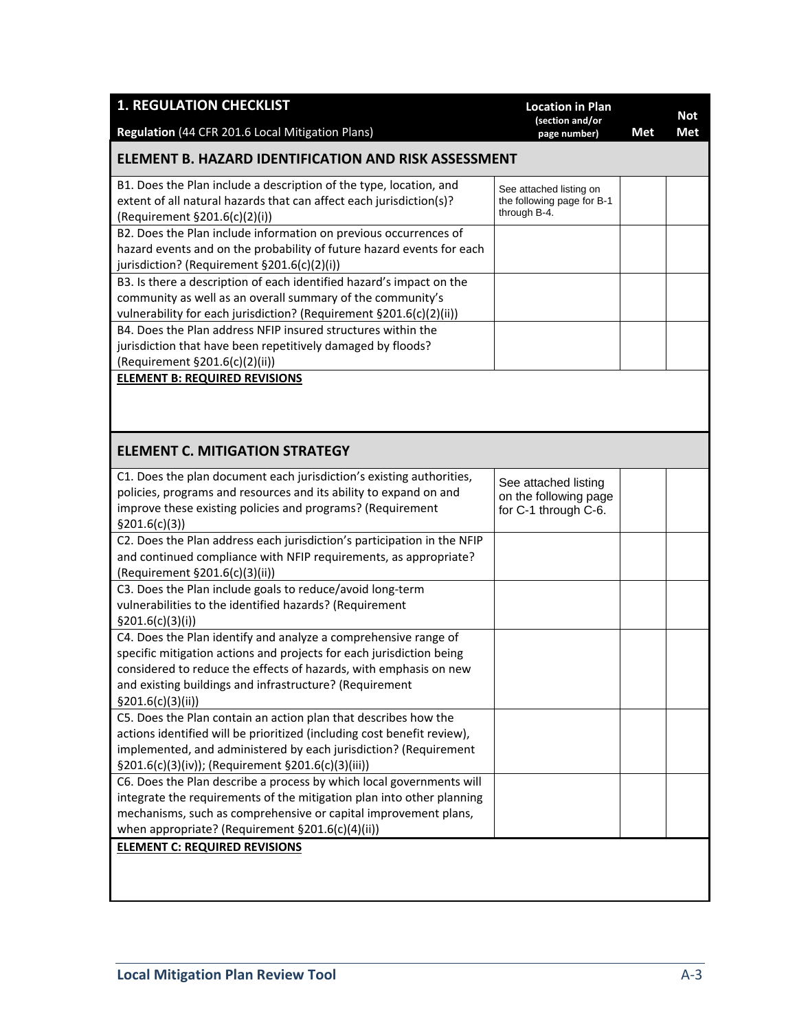| **1. REGULATION CHECKLIST**<br>**Regulation** (44 CFR 201.6 Local Mitigation Plans) | **Location in Plan (section and/or page number)** | **Met** | **Not Met** |
|---|---|---|---|
| **ELEMENT B. HAZARD IDENTIFICATION AND RISK ASSESSMENT** | | | |
| B1. Does the Plan include a description of the type, location, and extent of all natural hazards that can affect each jurisdiction(s)? (Requirement §201.6(c)(2)(i)) | See attached listing on the following page for B-1 through B-4. | | |
| B2. Does the Plan include information on previous occurrences of hazard events and on the probability of future hazard events for each jurisdiction? (Requirement §201.6(c)(2)(i)) | | | |
| B3. Is there a description of each identified hazard's impact on the community as well as an overall summary of the community's vulnerability for each jurisdiction? (Requirement §201.6(c)(2)(ii)) | | | |
| B4. Does the Plan address NFIP insured structures within the jurisdiction that have been repetitively damaged by floods? (Requirement §201.6(c)(2)(ii)) | | | |
| **ELEMENT B: REQUIRED REVISIONS** | | | |
| **ELEMENT C. MITIGATION STRATEGY** | | | |
| C1. Does the plan document each jurisdiction's existing authorities, policies, programs and resources and its ability to expand on and improve these existing policies and programs? (Requirement §201.6(c)(3)) | See attached listing on the following page for C-1 through C-6. | | |
| C2. Does the Plan address each jurisdiction's participation in the NFIP and continued compliance with NFIP requirements, as appropriate? (Requirement §201.6(c)(3)(ii)) | | | |
| C3. Does the Plan include goals to reduce/avoid long-term vulnerabilities to the identified hazards? (Requirement §201.6(c)(3)(i)) | | | |
| C4. Does the Plan identify and analyze a comprehensive range of specific mitigation actions and projects for each jurisdiction being considered to reduce the effects of hazards, with emphasis on new and existing buildings and infrastructure? (Requirement §201.6(c)(3)(ii)) | | | |
| C5. Does the Plan contain an action plan that describes how the actions identified will be prioritized (including cost benefit review), implemented, and administered by each jurisdiction? (Requirement §201.6(c)(3)(iv)); (Requirement §201.6(c)(3)(iii)) | | | |
| C6. Does the Plan describe a process by which local governments will integrate the requirements of the mitigation plan into other planning mechanisms, such as comprehensive or capital improvement plans, when appropriate? (Requirement §201.6(c)(4)(ii)) | | | |
| **ELEMENT C: REQUIRED REVISIONS** | | | |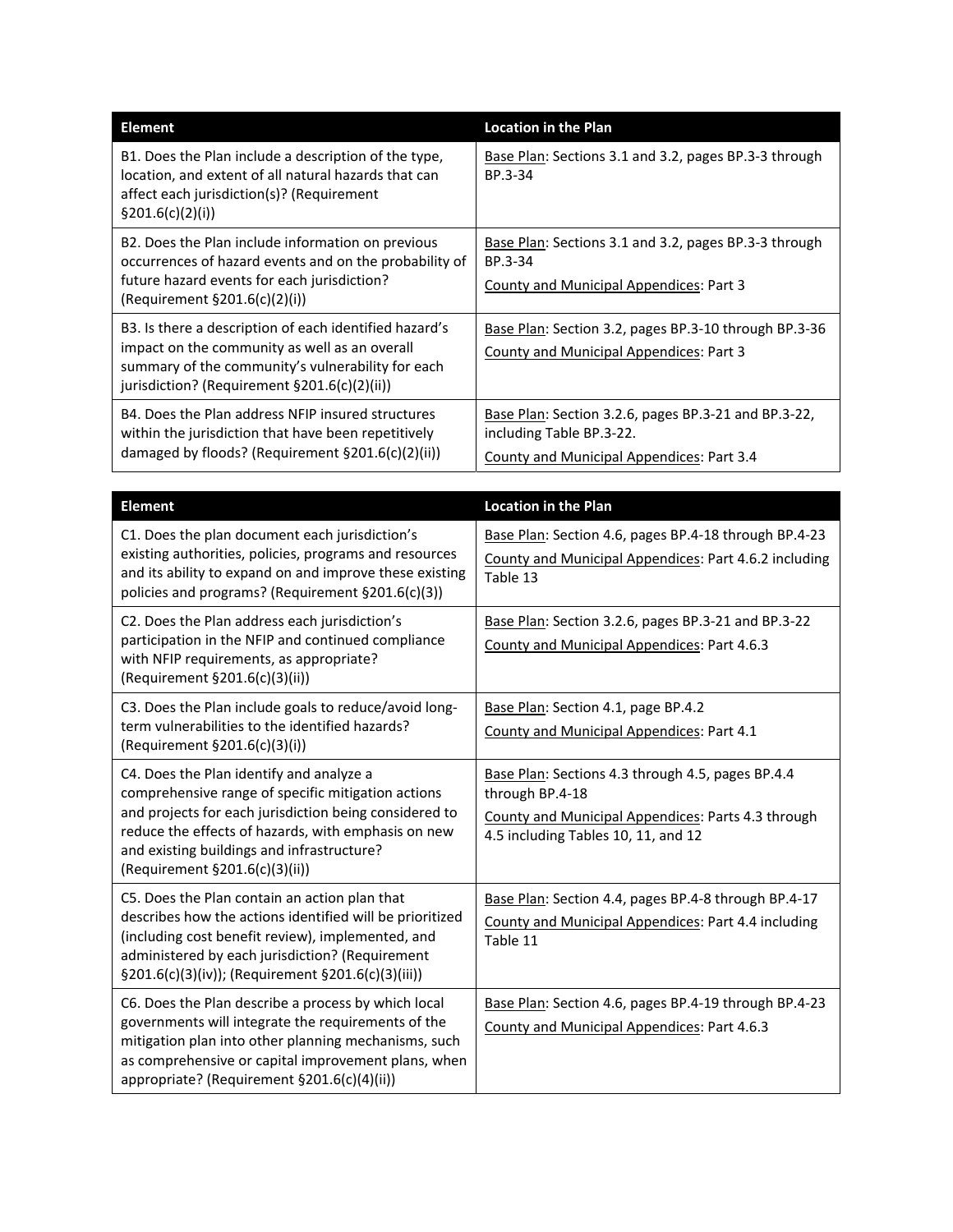| Element | Location in the Plan |
|---|---|
| B1. Does the Plan include a description of the type, location, and extent of all natural hazards that can affect each jurisdiction(s)? (Requirement §201.6(c)(2)(i)) | Base Plan: Sections 3.1 and 3.2, pages BP.3-3 through BP.3-34 |
| B2. Does the Plan include information on previous occurrences of hazard events and on the probability of future hazard events for each jurisdiction? (Requirement §201.6(c)(2)(i)) | Base Plan: Sections 3.1 and 3.2, pages BP.3-3 through BP.3-34<br>County and Municipal Appendices: Part 3 |
| B3. Is there a description of each identified hazard's impact on the community as well as an overall summary of the community's vulnerability for each jurisdiction? (Requirement §201.6(c)(2)(ii)) | Base Plan: Section 3.2, pages BP.3-10 through BP.3-36<br>County and Municipal Appendices: Part 3 |
| B4. Does the Plan address NFIP insured structures within the jurisdiction that have been repetitively damaged by floods? (Requirement §201.6(c)(2)(ii)) | Base Plan: Section 3.2.6, pages BP.3-21 and BP.3-22, including Table BP.3-22.<br>County and Municipal Appendices: Part 3.4 |

| Element | Location in the Plan |
|---|---|
| C1. Does the plan document each jurisdiction's existing authorities, policies, programs and resources and its ability to expand on and improve these existing policies and programs? (Requirement §201.6(c)(3)) | Base Plan: Section 4.6, pages BP.4-18 through BP.4-23<br>County and Municipal Appendices: Part 4.6.2 including Table 13 |
| C2. Does the Plan address each jurisdiction's participation in the NFIP and continued compliance with NFIP requirements, as appropriate? (Requirement §201.6(c)(3)(ii)) | Base Plan: Section 3.2.6, pages BP.3-21 and BP.3-22<br>County and Municipal Appendices: Part 4.6.3 |
| C3. Does the Plan include goals to reduce/avoid long-term vulnerabilities to the identified hazards? (Requirement §201.6(c)(3)(i)) | Base Plan: Section 4.1, page BP.4.2<br>County and Municipal Appendices: Part 4.1 |
| C4. Does the Plan identify and analyze a comprehensive range of specific mitigation actions and projects for each jurisdiction being considered to reduce the effects of hazards, with emphasis on new and existing buildings and infrastructure? (Requirement §201.6(c)(3)(ii)) | Base Plan: Sections 4.3 through 4.5, pages BP.4.4 through BP.4-18<br>County and Municipal Appendices: Parts 4.3 through 4.5 including Tables 10, 11, and 12 |
| C5. Does the Plan contain an action plan that describes how the actions identified will be prioritized (including cost benefit review), implemented, and administered by each jurisdiction? (Requirement §201.6(c)(3)(iv)); (Requirement §201.6(c)(3)(iii)) | Base Plan: Section 4.4, pages BP.4-8 through BP.4-17<br>County and Municipal Appendices: Part 4.4 including Table 11 |
| C6. Does the Plan describe a process by which local governments will integrate the requirements of the mitigation plan into other planning mechanisms, such as comprehensive or capital improvement plans, when appropriate? (Requirement §201.6(c)(4)(ii)) | Base Plan: Section 4.6, pages BP.4-19 through BP.4-23<br>County and Municipal Appendices: Part 4.6.3 |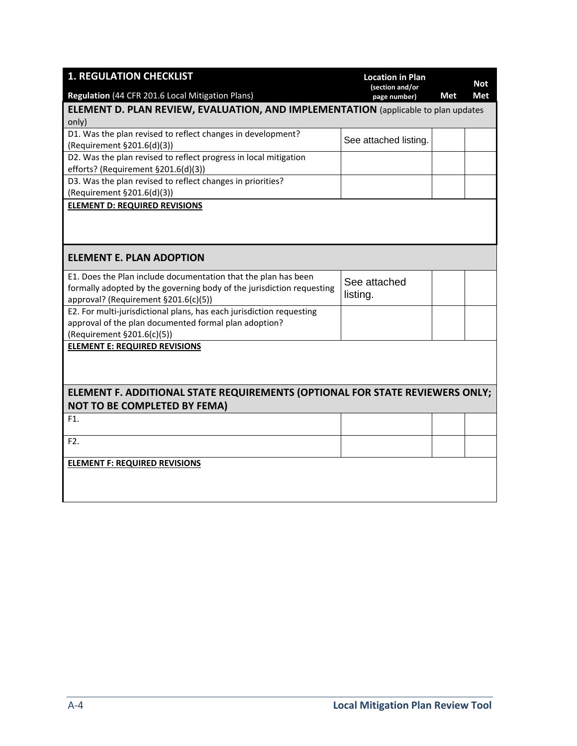| **1. REGULATION CHECKLIST**<br>**Regulation** (44 CFR 201.6 Local Mitigation Plans) | **Location in Plan** (section and/or page number) | **Met** | **Not Met** |
|---|---|---|---|
| **ELEMENT D. PLAN REVIEW, EVALUATION, AND IMPLEMENTATION** (applicable to plan updates only) | | | |
| D1. Was the plan revised to reflect changes in development? (Requirement §201.6(d)(3)) | See attached listing. | | |
| D2. Was the plan revised to reflect progress in local mitigation efforts? (Requirement §201.6(d)(3)) | | | |
| D3. Was the plan revised to reflect changes in priorities? (Requirement §201.6(d)(3)) | | | |
| **ELEMENT D: REQUIRED REVISIONS** | | | |
| **ELEMENT E. PLAN ADOPTION** | | | |
| E1. Does the Plan include documentation that the plan has been formally adopted by the governing body of the jurisdiction requesting approval? (Requirement §201.6(c)(5)) | See attached listing. | | |
| E2. For multi-jurisdictional plans, has each jurisdiction requesting approval of the plan documented formal plan adoption? (Requirement §201.6(c)(5)) | | | |
| **ELEMENT E: REQUIRED REVISIONS** | | | |
| **ELEMENT F. ADDITIONAL STATE REQUIREMENTS (OPTIONAL FOR STATE REVIEWERS ONLY; NOT TO BE COMPLETED BY FEMA)** | | | |
| F1. | | | |
| F2. | | | |
| **ELEMENT F: REQUIRED REVISIONS** | | | |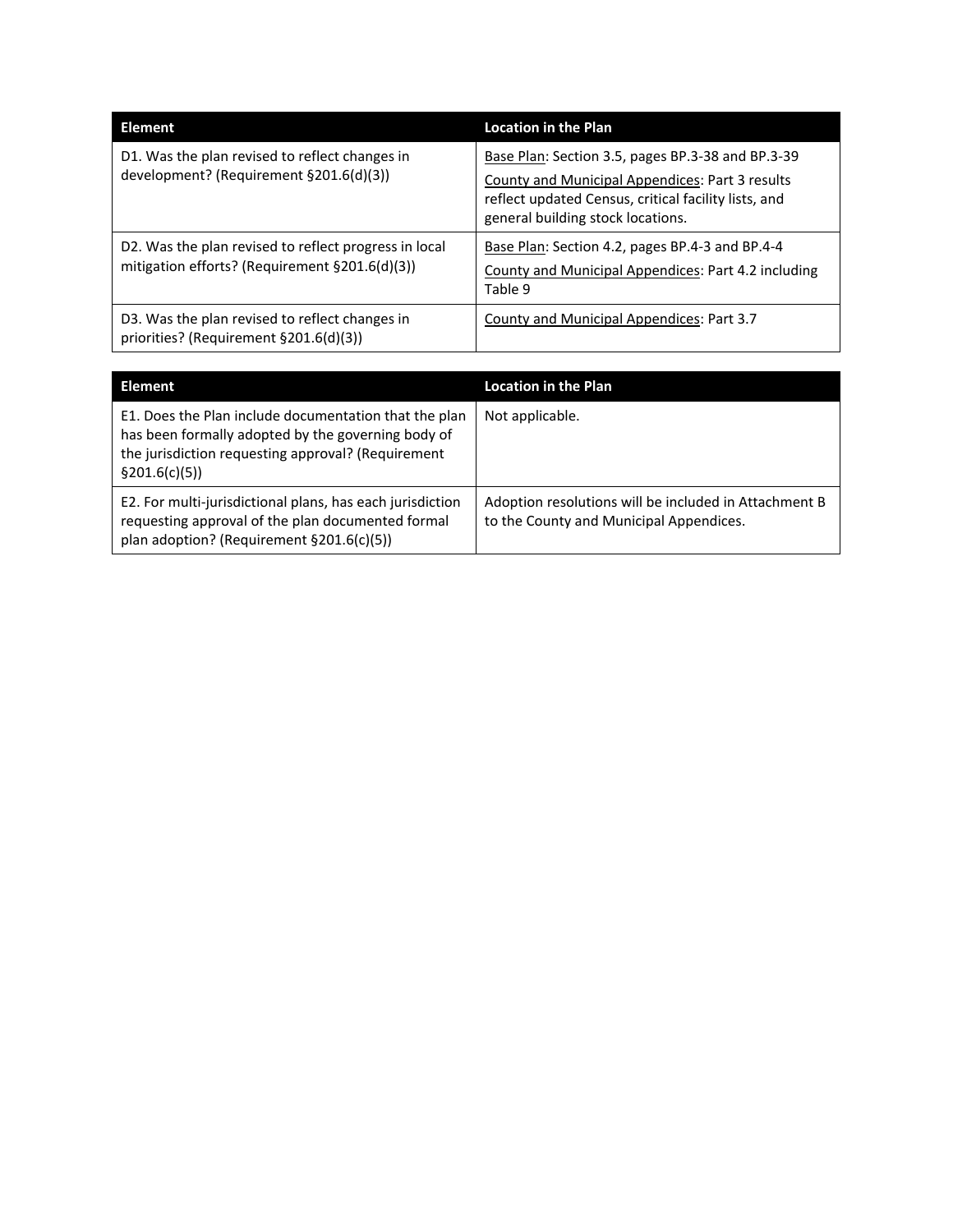| Element | Location in the Plan |
| --- | --- |
| D1. Was the plan revised to reflect changes in development? (Requirement §201.6(d)(3)) | Base Plan: Section 3.5, pages BP.3-38 and BP.3-39<br>County and Municipal Appendices: Part 3 results reflect updated Census, critical facility lists, and general building stock locations. |
| D2. Was the plan revised to reflect progress in local mitigation efforts? (Requirement §201.6(d)(3)) | Base Plan: Section 4.2, pages BP.4-3 and BP.4-4<br>County and Municipal Appendices: Part 4.2 including Table 9 |
| D3. Was the plan revised to reflect changes in priorities? (Requirement §201.6(d)(3)) | County and Municipal Appendices: Part 3.7 |

| Element | Location in the Plan |
| --- | --- |
| E1. Does the Plan include documentation that the plan has been formally adopted by the governing body of the jurisdiction requesting approval? (Requirement §201.6(c)(5)) | Not applicable. |
| E2. For multi-jurisdictional plans, has each jurisdiction requesting approval of the plan documented formal plan adoption? (Requirement §201.6(c)(5)) | Adoption resolutions will be included in Attachment B to the County and Municipal Appendices. |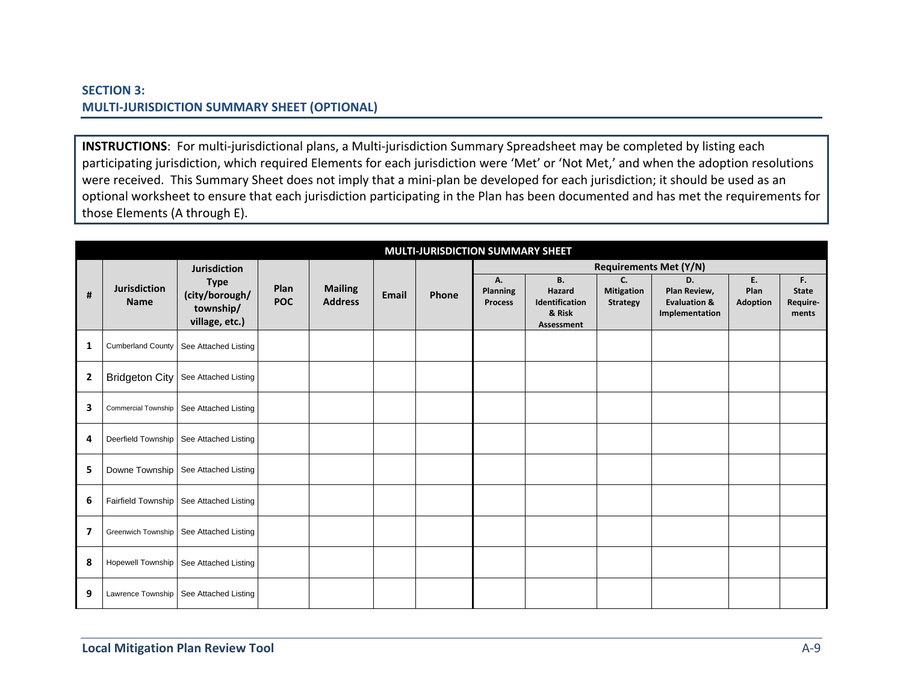## SECTION 3:
## MULTI-JURISDICTION SUMMARY SHEET (OPTIONAL)

**INSTRUCTIONS**: For multi-jurisdictional plans, a Multi-jurisdiction Summary Spreadsheet may be completed by listing each participating jurisdiction, which required Elements for each jurisdiction were 'Met' or 'Not Met,' and when the adoption resolutions were received. This Summary Sheet does not imply that a mini-plan be developed for each jurisdiction; it should be used as an optional worksheet to ensure that each jurisdiction participating in the Plan has been documented and has met the requirements for those Elements (A through E).

**MULTI-JURISDICTION SUMMARY SHEET**

| # | Jurisdiction Name | Jurisdiction Type (city/borough/ township/ village, etc.) | Plan POC | Mailing Address | Email | Phone | Requirements Met (Y/N) | | | | | |
|---|---|---|---|---|---|---|---|---|---|---|---|---|
| | | | | | | | A. Planning Process | B. Hazard Identification & Risk Assessment | C. Mitigation Strategy | D. Plan Review, Evaluation & Implementation | E. Plan Adoption | F. State Require-ments |
| 1 | Cumberland County | See Attached Listing | | | | | | | | | | |
| 2 | Bridgeton City | See Attached Listing | | | | | | | | | | |
| 3 | Commercial Township | See Attached Listing | | | | | | | | | | |
| 4 | Deerfield Township | See Attached Listing | | | | | | | | | | |
| 5 | Downe Township | See Attached Listing | | | | | | | | | | |
| 6 | Fairfield Township | See Attached Listing | | | | | | | | | | |
| 7 | Greenwich Township | See Attached Listing | | | | | | | | | | |
| 8 | Hopewell Township | See Attached Listing | | | | | | | | | | |
| 9 | Lawrence Township | See Attached Listing | | | | | | | | | | |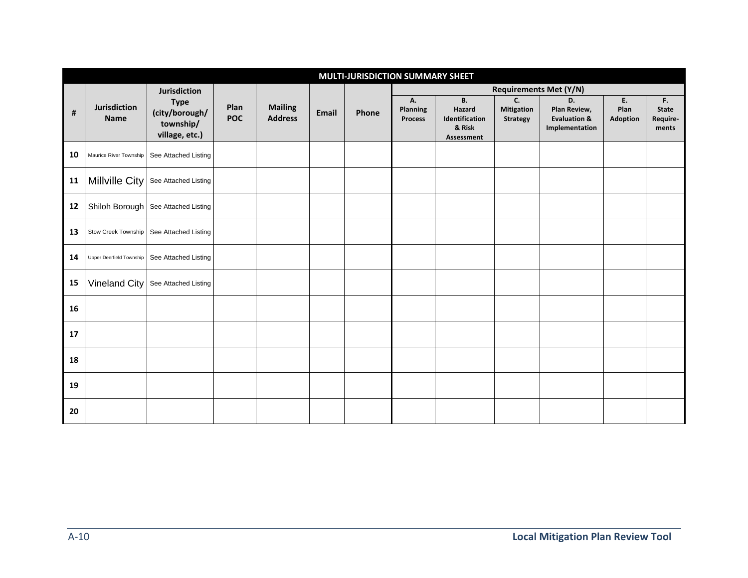| MULTI-JURISDICTION SUMMARY SHEET | | | | | | | | | | | | |
|---|---|---|---|---|---|---|---|---|---|---|---|---|
| | | | | | | | Requirements Met (Y/N) | | | | | |
| # | Jurisdiction Name | Jurisdiction Type (city/borough/ township/ village, etc.) | Plan POC | Mailing Address | Email | Phone | A. Planning Process | B. Hazard Identification & Risk Assessment | C. Mitigation Strategy | D. Plan Review, Evaluation & Implementation | E. Plan Adoption | F. State Require-ments |
| 10 | Maurice River Township | See Attached Listing | | | | | | | | | | |
| 11 | Millville City | See Attached Listing | | | | | | | | | | |
| 12 | Shiloh Borough | See Attached Listing | | | | | | | | | | |
| 13 | Stow Creek Township | See Attached Listing | | | | | | | | | | |
| 14 | Upper Deerfield Township | See Attached Listing | | | | | | | | | | |
| 15 | Vineland City | See Attached Listing | | | | | | | | | | |
| 16 | | | | | | | | | | | | |
| 17 | | | | | | | | | | | | |
| 18 | | | | | | | | | | | | |
| 19 | | | | | | | | | | | | |
| 20 | | | | | | | | | | | | |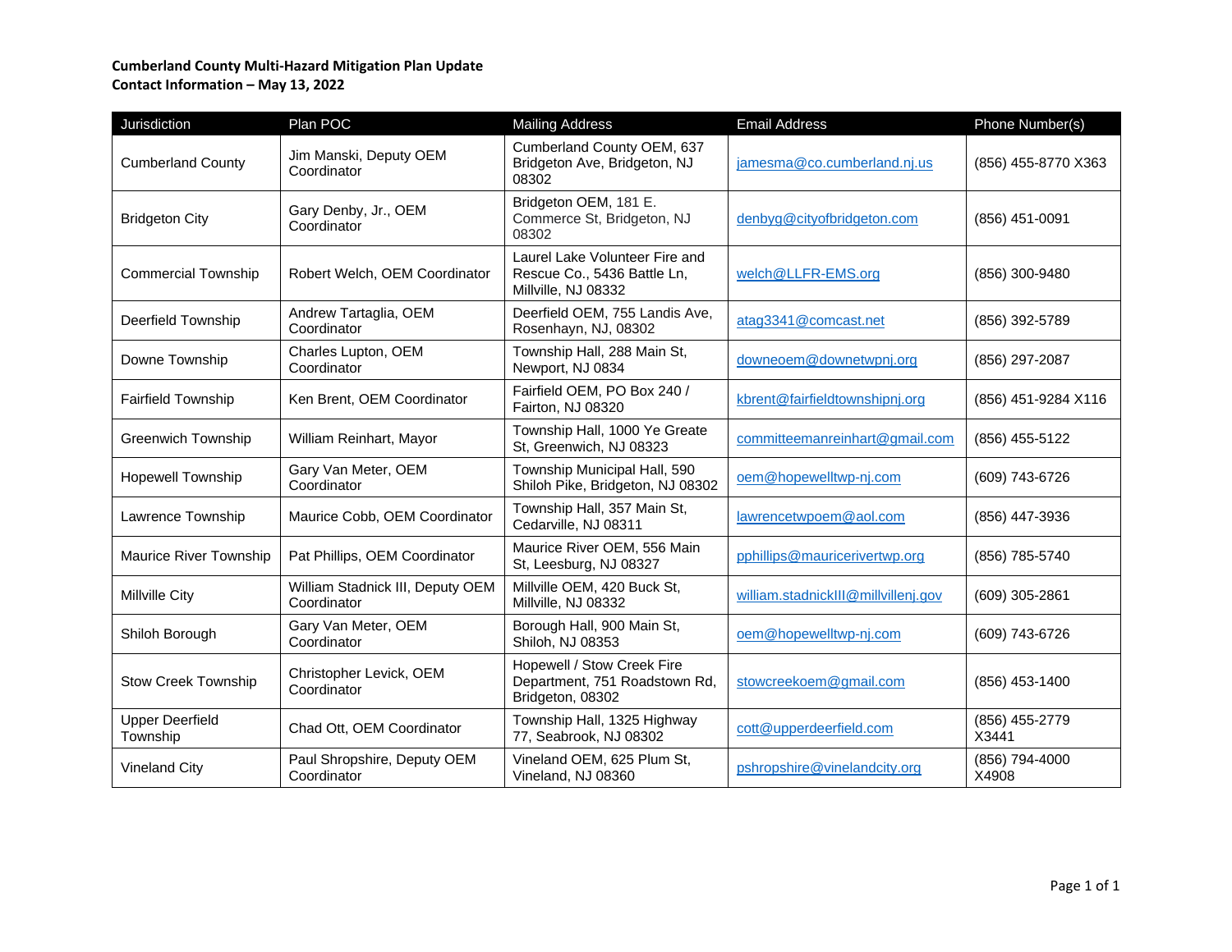**Cumberland County Multi-Hazard Mitigation Plan Update**
**Contact Information – May 13, 2022**

| Jurisdiction | Plan POC | Mailing Address | Email Address | Phone Number(s) |
|---|---|---|---|---|
| Cumberland County | Jim Manski, Deputy OEM Coordinator | Cumberland County OEM, 637 Bridgeton Ave, Bridgeton, NJ 08302 | jamesma@co.cumberland.nj.us | (856) 455-8770 X363 |
| Bridgeton City | Gary Denby, Jr., OEM Coordinator | Bridgeton OEM, 181 E. Commerce St, Bridgeton, NJ 08302 | denbyg@cityofbridgeton.com | (856) 451-0091 |
| Commercial Township | Robert Welch, OEM Coordinator | Laurel Lake Volunteer Fire and Rescue Co., 5436 Battle Ln, Millville, NJ 08332 | welch@LLFR-EMS.org | (856) 300-9480 |
| Deerfield Township | Andrew Tartaglia, OEM Coordinator | Deerfield OEM, 755 Landis Ave, Rosenhayn, NJ, 08302 | atag3341@comcast.net | (856) 392-5789 |
| Downe Township | Charles Lupton, OEM Coordinator | Township Hall, 288 Main St, Newport, NJ 0834 | downeoem@downetwpnj.org | (856) 297-2087 |
| Fairfield Township | Ken Brent, OEM Coordinator | Fairfield OEM, PO Box 240 / Fairton, NJ 08320 | kbrent@fairfieldtownshipnj.org | (856) 451-9284 X116 |
| Greenwich Township | William Reinhart, Mayor | Township Hall, 1000 Ye Greate St, Greenwich, NJ 08323 | committeemanreinhart@gmail.com | (856) 455-5122 |
| Hopewell Township | Gary Van Meter, OEM Coordinator | Township Municipal Hall, 590 Shiloh Pike, Bridgeton, NJ 08302 | oem@hopewelltwp-nj.com | (609) 743-6726 |
| Lawrence Township | Maurice Cobb, OEM Coordinator | Township Hall, 357 Main St, Cedarville, NJ 08311 | lawrencetwpoem@aol.com | (856) 447-3936 |
| Maurice River Township | Pat Phillips, OEM Coordinator | Maurice River OEM, 556 Main St, Leesburg, NJ 08327 | pphillips@mauricerivertwp.org | (856) 785-5740 |
| Millville City | William Stadnick III, Deputy OEM Coordinator | Millville OEM, 420 Buck St, Millville, NJ 08332 | william.stadnickIII@millvillenj.gov | (609) 305-2861 |
| Shiloh Borough | Gary Van Meter, OEM Coordinator | Borough Hall, 900 Main St, Shiloh, NJ 08353 | oem@hopewelltwp-nj.com | (609) 743-6726 |
| Stow Creek Township | Christopher Levick, OEM Coordinator | Hopewell / Stow Creek Fire Department, 751 Roadstown Rd, Bridgeton, 08302 | stowcreekoem@gmail.com | (856) 453-1400 |
| Upper Deerfield Township | Chad Ott, OEM Coordinator | Township Hall, 1325 Highway 77, Seabrook, NJ 08302 | cott@upperdeerfield.com | (856) 455-2779 X3441 |
| Vineland City | Paul Shropshire, Deputy OEM Coordinator | Vineland OEM, 625 Plum St, Vineland, NJ 08360 | pshropshire@vinelandcity.org | (856) 794-4000 X4908 |